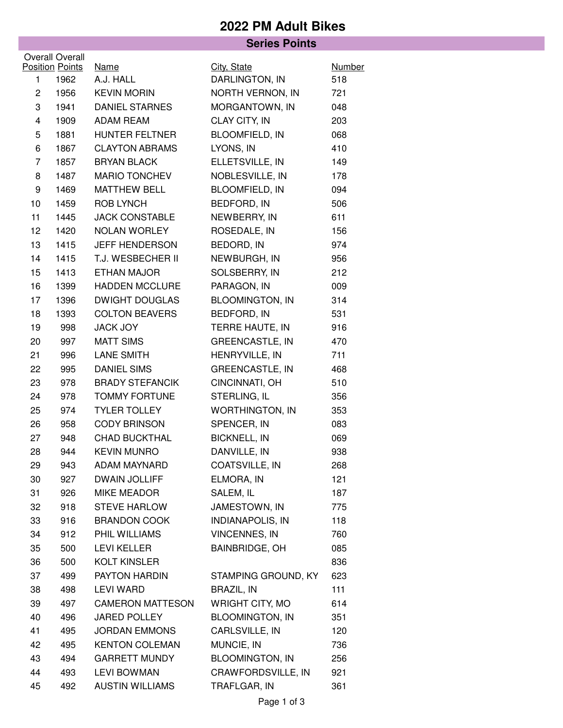# 2022 PM Adult Bikes

## Series Points

| Overall Position | Overall Points | Name | City, State | Number |
|---|---|---|---|---|
| 1 | 1962 | A.J. HALL | DARLINGTON, IN | 518 |
| 2 | 1956 | KEVIN MORIN | NORTH VERNON, IN | 721 |
| 3 | 1941 | DANIEL STARNES | MORGANTOWN, IN | 048 |
| 4 | 1909 | ADAM REAM | CLAY CITY, IN | 203 |
| 5 | 1881 | HUNTER FELTNER | BLOOMFIELD, IN | 068 |
| 6 | 1867 | CLAYTON ABRAMS | LYONS, IN | 410 |
| 7 | 1857 | BRYAN BLACK | ELLETSVILLE, IN | 149 |
| 8 | 1487 | MARIO TONCHEV | NOBLESVILLE, IN | 178 |
| 9 | 1469 | MATTHEW BELL | BLOOMFIELD, IN | 094 |
| 10 | 1459 | ROB LYNCH | BEDFORD, IN | 506 |
| 11 | 1445 | JACK CONSTABLE | NEWBERRY, IN | 611 |
| 12 | 1420 | NOLAN WORLEY | ROSEDALE, IN | 156 |
| 13 | 1415 | JEFF HENDERSON | BEDORD, IN | 974 |
| 14 | 1415 | T.J. WESBECHER II | NEWBURGH, IN | 956 |
| 15 | 1413 | ETHAN MAJOR | SOLSBERRY, IN | 212 |
| 16 | 1399 | HADDEN MCCLURE | PARAGON, IN | 009 |
| 17 | 1396 | DWIGHT DOUGLAS | BLOOMINGTON, IN | 314 |
| 18 | 1393 | COLTON BEAVERS | BEDFORD, IN | 531 |
| 19 | 998 | JACK JOY | TERRE HAUTE, IN | 916 |
| 20 | 997 | MATT SIMS | GREENCASTLE, IN | 470 |
| 21 | 996 | LANE SMITH | HENRYVILLE, IN | 711 |
| 22 | 995 | DANIEL SIMS | GREENCASTLE, IN | 468 |
| 23 | 978 | BRADY STEFANCIK | CINCINNATI, OH | 510 |
| 24 | 978 | TOMMY FORTUNE | STERLING, IL | 356 |
| 25 | 974 | TYLER TOLLEY | WORTHINGTON, IN | 353 |
| 26 | 958 | CODY BRINSON | SPENCER, IN | 083 |
| 27 | 948 | CHAD BUCKTHAL | BICKNELL, IN | 069 |
| 28 | 944 | KEVIN MUNRO | DANVILLE, IN | 938 |
| 29 | 943 | ADAM MAYNARD | COATSVILLE, IN | 268 |
| 30 | 927 | DWAIN JOLLIFF | ELMORA, IN | 121 |
| 31 | 926 | MIKE MEADOR | SALEM, IL | 187 |
| 32 | 918 | STEVE HARLOW | JAMESTOWN, IN | 775 |
| 33 | 916 | BRANDON COOK | INDIANAPOLIS, IN | 118 |
| 34 | 912 | PHIL WILLIAMS | VINCENNES, IN | 760 |
| 35 | 500 | LEVI KELLER | BAINBRIDGE, OH | 085 |
| 36 | 500 | KOLT KINSLER | | 836 |
| 37 | 499 | PAYTON HARDIN | STAMPING GROUND, KY | 623 |
| 38 | 498 | LEVI WARD | BRAZIL, IN | 111 |
| 39 | 497 | CAMERON MATTESON | WRIGHT CITY, MO | 614 |
| 40 | 496 | JARED POLLEY | BLOOMINGTON, IN | 351 |
| 41 | 495 | JORDAN EMMONS | CARLSVILLE, IN | 120 |
| 42 | 495 | KENTON COLEMAN | MUNCIE, IN | 736 |
| 43 | 494 | GARRETT MUNDY | BLOOMINGTON, IN | 256 |
| 44 | 493 | LEVI BOWMAN | CRAWFORDSVILLE, IN | 921 |
| 45 | 492 | AUSTIN WILLIAMS | TRAFLGAR, IN | 361 |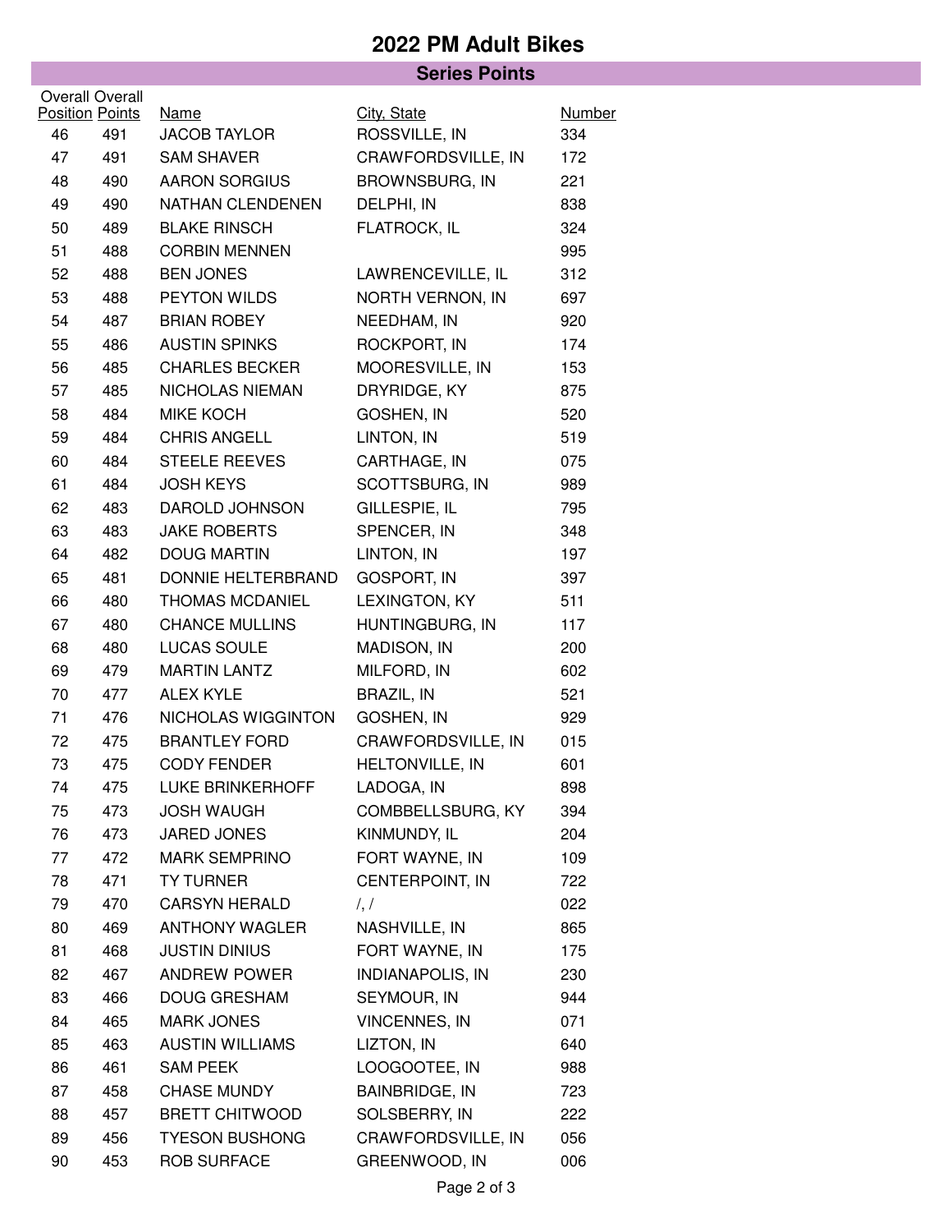# 2022 PM Adult Bikes

## Series Points

| Overall Position | Overall Points | Name | City, State | Number |
|---|---|---|---|---|
| 46 | 491 | JACOB TAYLOR | ROSSVILLE, IN | 334 |
| 47 | 491 | SAM SHAVER | CRAWFORDSVILLE, IN | 172 |
| 48 | 490 | AARON SORGIUS | BROWNSBURG, IN | 221 |
| 49 | 490 | NATHAN CLENDENEN | DELPHI, IN | 838 |
| 50 | 489 | BLAKE RINSCH | FLATROCK, IL | 324 |
| 51 | 488 | CORBIN MENNEN | | 995 |
| 52 | 488 | BEN JONES | LAWRENCEVILLE, IL | 312 |
| 53 | 488 | PEYTON WILDS | NORTH VERNON, IN | 697 |
| 54 | 487 | BRIAN ROBEY | NEEDHAM, IN | 920 |
| 55 | 486 | AUSTIN SPINKS | ROCKPORT, IN | 174 |
| 56 | 485 | CHARLES BECKER | MOORESVILLE, IN | 153 |
| 57 | 485 | NICHOLAS NIEMAN | DRYRIDGE, KY | 875 |
| 58 | 484 | MIKE KOCH | GOSHEN, IN | 520 |
| 59 | 484 | CHRIS ANGELL | LINTON, IN | 519 |
| 60 | 484 | STEELE REEVES | CARTHAGE, IN | 075 |
| 61 | 484 | JOSH KEYS | SCOTTSBURG, IN | 989 |
| 62 | 483 | DAROLD JOHNSON | GILLESPIE, IL | 795 |
| 63 | 483 | JAKE ROBERTS | SPENCER, IN | 348 |
| 64 | 482 | DOUG MARTIN | LINTON, IN | 197 |
| 65 | 481 | DONNIE HELTERBRAND | GOSPORT, IN | 397 |
| 66 | 480 | THOMAS MCDANIEL | LEXINGTON, KY | 511 |
| 67 | 480 | CHANCE MULLINS | HUNTINGBURG, IN | 117 |
| 68 | 480 | LUCAS SOULE | MADISON, IN | 200 |
| 69 | 479 | MARTIN LANTZ | MILFORD, IN | 602 |
| 70 | 477 | ALEX KYLE | BRAZIL, IN | 521 |
| 71 | 476 | NICHOLAS WIGGINTON | GOSHEN, IN | 929 |
| 72 | 475 | BRANTLEY FORD | CRAWFORDSVILLE, IN | 015 |
| 73 | 475 | CODY FENDER | HELTONVILLE, IN | 601 |
| 74 | 475 | LUKE BRINKERHOFF | LADOGA, IN | 898 |
| 75 | 473 | JOSH WAUGH | COMBBELLSBURG, KY | 394 |
| 76 | 473 | JARED JONES | KINMUNDY, IL | 204 |
| 77 | 472 | MARK SEMPRINO | FORT WAYNE, IN | 109 |
| 78 | 471 | TY TURNER | CENTERPOINT, IN | 722 |
| 79 | 470 | CARSYN HERALD | /, / | 022 |
| 80 | 469 | ANTHONY WAGLER | NASHVILLE, IN | 865 |
| 81 | 468 | JUSTIN DINIUS | FORT WAYNE, IN | 175 |
| 82 | 467 | ANDREW POWER | INDIANAPOLIS, IN | 230 |
| 83 | 466 | DOUG GRESHAM | SEYMOUR, IN | 944 |
| 84 | 465 | MARK JONES | VINCENNES, IN | 071 |
| 85 | 463 | AUSTIN WILLIAMS | LIZTON, IN | 640 |
| 86 | 461 | SAM PEEK | LOOGOOTEE, IN | 988 |
| 87 | 458 | CHASE MUNDY | BAINBRIDGE, IN | 723 |
| 88 | 457 | BRETT CHITWOOD | SOLSBERRY, IN | 222 |
| 89 | 456 | TYESON BUSHONG | CRAWFORDSVILLE, IN | 056 |
| 90 | 453 | ROB SURFACE | GREENWOOD, IN | 006 |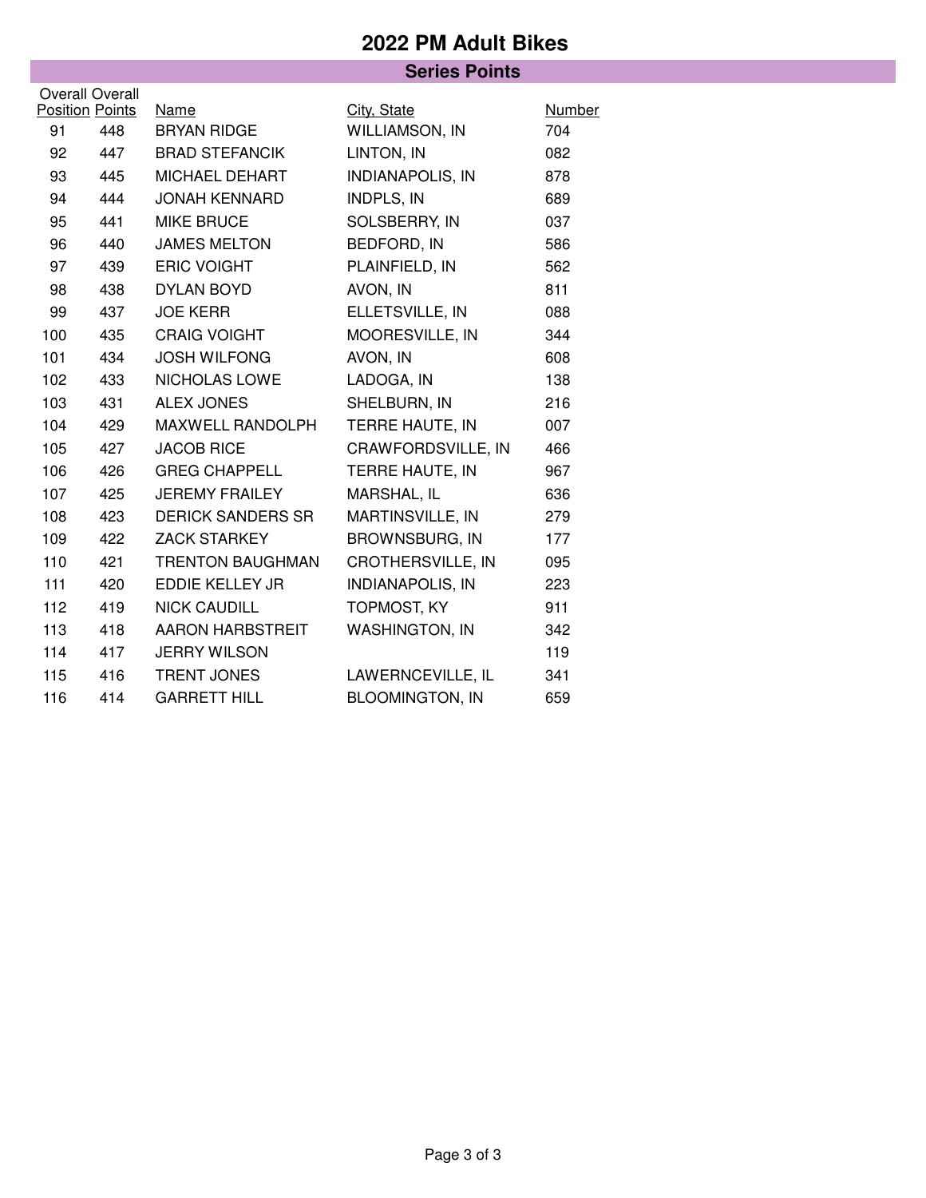# 2022 PM Adult Bikes

## Series Points

| Overall Position | Overall Points | Name | City, State | Number |
|---|---|---|---|---|
| 91 | 448 | BRYAN RIDGE | WILLIAMSON, IN | 704 |
| 92 | 447 | BRAD STEFANCIK | LINTON, IN | 082 |
| 93 | 445 | MICHAEL DEHART | INDIANAPOLIS, IN | 878 |
| 94 | 444 | JONAH KENNARD | INDPLS, IN | 689 |
| 95 | 441 | MIKE BRUCE | SOLSBERRY, IN | 037 |
| 96 | 440 | JAMES MELTON | BEDFORD, IN | 586 |
| 97 | 439 | ERIC VOIGHT | PLAINFIELD, IN | 562 |
| 98 | 438 | DYLAN BOYD | AVON, IN | 811 |
| 99 | 437 | JOE KERR | ELLETSVILLE, IN | 088 |
| 100 | 435 | CRAIG VOIGHT | MOORESVILLE, IN | 344 |
| 101 | 434 | JOSH WILFONG | AVON, IN | 608 |
| 102 | 433 | NICHOLAS LOWE | LADOGA, IN | 138 |
| 103 | 431 | ALEX JONES | SHELBURN, IN | 216 |
| 104 | 429 | MAXWELL RANDOLPH | TERRE HAUTE, IN | 007 |
| 105 | 427 | JACOB RICE | CRAWFORDSVILLE, IN | 466 |
| 106 | 426 | GREG CHAPPELL | TERRE HAUTE, IN | 967 |
| 107 | 425 | JEREMY FRAILEY | MARSHAL, IL | 636 |
| 108 | 423 | DERICK SANDERS SR | MARTINSVILLE, IN | 279 |
| 109 | 422 | ZACK STARKEY | BROWNSBURG, IN | 177 |
| 110 | 421 | TRENTON BAUGHMAN | CROTHERSVILLE, IN | 095 |
| 111 | 420 | EDDIE KELLEY JR | INDIANAPOLIS, IN | 223 |
| 112 | 419 | NICK CAUDILL | TOPMOST, KY | 911 |
| 113 | 418 | AARON HARBSTREIT | WASHINGTON, IN | 342 |
| 114 | 417 | JERRY WILSON | | 119 |
| 115 | 416 | TRENT JONES | LAWERNCEVILLE, IL | 341 |
| 116 | 414 | GARRETT HILL | BLOOMINGTON, IN | 659 |